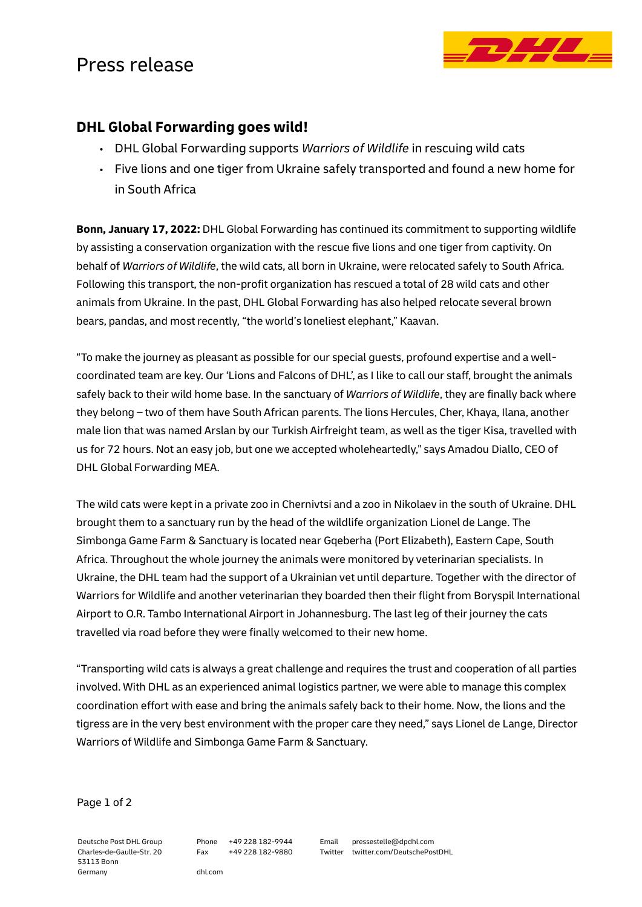# Press release

## DHL Global Forwarding goes wild!

- DHL Global Forwarding supports *Warriors of Wildlife* in rescuing wild cats
- Five lions and one tiger from Ukraine safely transported and found a new home for in South Africa

**Bonn, January 17, 2022:** DHL Global Forwarding has continued its commitment to supporting wildlife by assisting a conservation organization with the rescue five lions and one tiger from captivity. On behalf of *Warriors of Wildlife*, the wild cats, all born in Ukraine, were relocated safely to South Africa. Following this transport, the non-profit organization has rescued a total of 28 wild cats and other animals from Ukraine. In the past, DHL Global Forwarding has also helped relocate several brown bears, pandas, and most recently, "the world's loneliest elephant," Kaavan.

"To make the journey as pleasant as possible for our special guests, profound expertise and a well-coordinated team are key. Our 'Lions and Falcons of DHL', as I like to call our staff, brought the animals safely back to their wild home base. In the sanctuary of *Warriors of Wildlife*, they are finally back where they belong – two of them have South African parents. The lions Hercules, Cher, Khaya, Ilana, another male lion that was named Arslan by our Turkish Airfreight team, as well as the tiger Kisa, travelled with us for 72 hours. Not an easy job, but one we accepted wholeheartedly," says Amadou Diallo, CEO of DHL Global Forwarding MEA.

The wild cats were kept in a private zoo in Chernivtsi and a zoo in Nikolaev in the south of Ukraine. DHL brought them to a sanctuary run by the head of the wildlife organization Lionel de Lange. The Simbonga Game Farm & Sanctuary is located near Gqeberha (Port Elizabeth), Eastern Cape, South Africa. Throughout the whole journey the animals were monitored by veterinarian specialists. In Ukraine, the DHL team had the support of a Ukrainian vet until departure. Together with the director of Warriors for Wildlife and another veterinarian they boarded then their flight from Boryspil International Airport to O.R. Tambo International Airport in Johannesburg. The last leg of their journey the cats travelled via road before they were finally welcomed to their new home.

"Transporting wild cats is always a great challenge and requires the trust and cooperation of all parties involved. With DHL as an experienced animal logistics partner, we were able to manage this complex coordination effort with ease and bring the animals safely back to their home. Now, the lions and the tigress are in the very best environment with the proper care they need," says Lionel de Lange, Director Warriors of Wildlife and Simbonga Game Farm & Sanctuary.

Deutsche Post DHL Group
Charles-de-Gaulle-Str. 20
53113 Bonn
Germany

Phone +49 228 182-9944
Fax +49 228 182-9880
dhl.com

Email pressestelle@dpdhl.com
Twitter twitter.com/DeutschePostDHL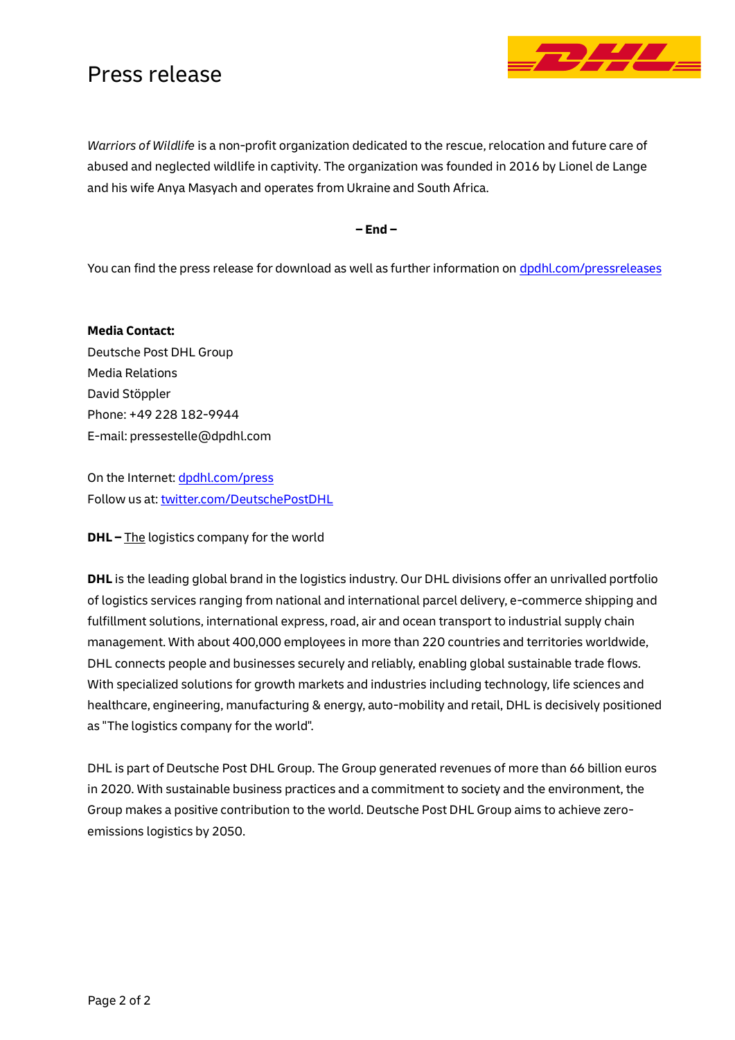*Warriors of Wildlife* is a non-profit organization dedicated to the rescue, relocation and future care of abused and neglected wildlife in captivity. The organization was founded in 2016 by Lionel de Lange and his wife Anya Masyach and operates from Ukraine and South Africa.

**– End –**

You can find the press release for download as well as further information on [dpdhl.com/pressreleases](dpdhl.com/pressreleases)

**Media Contact:**
Deutsche Post DHL Group
Media Relations
David Stöppler
Phone: +49 228 182-9944
E-mail: pressestelle@dpdhl.com

On the Internet: [dpdhl.com/press](dpdhl.com/press)
Follow us at: [twitter.com/DeutschePostDHL](twitter.com/DeutschePostDHL)

**DHL –** The logistics company for the world

**DHL** is the leading global brand in the logistics industry. Our DHL divisions offer an unrivalled portfolio of logistics services ranging from national and international parcel delivery, e-commerce shipping and fulfillment solutions, international express, road, air and ocean transport to industrial supply chain management. With about 400,000 employees in more than 220 countries and territories worldwide, DHL connects people and businesses securely and reliably, enabling global sustainable trade flows. With specialized solutions for growth markets and industries including technology, life sciences and healthcare, engineering, manufacturing & energy, auto-mobility and retail, DHL is decisively positioned as "The logistics company for the world".

DHL is part of Deutsche Post DHL Group. The Group generated revenues of more than 66 billion euros in 2020. With sustainable business practices and a commitment to society and the environment, the Group makes a positive contribution to the world. Deutsche Post DHL Group aims to achieve zero-emissions logistics by 2050.